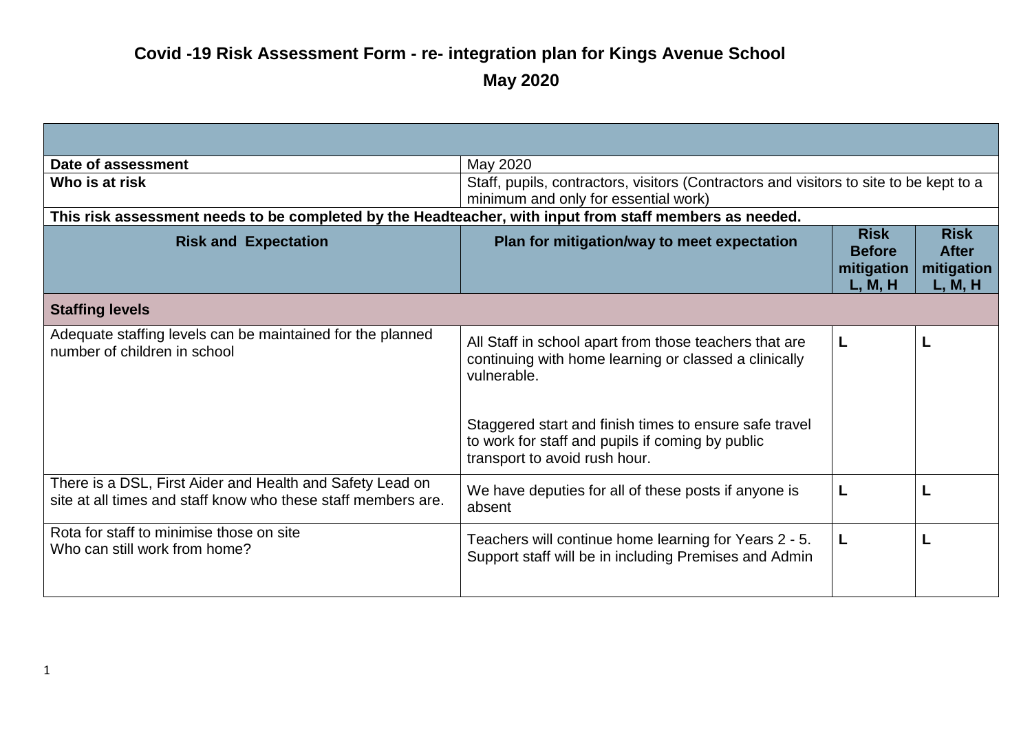# Covid -19 Risk Assessment Form - re- integration plan for Kings Avenue School

## May 2020

| | | | |
|---|---|---|---|
| **Date of assessment** | May 2020 | | |
| **Who is at risk** | Staff, pupils, contractors, visitors (Contractors and visitors to site to be kept to a minimum and only for essential work) | | |
| **This risk assessment needs to be completed by the Headteacher, with input from staff members as needed.** | | | |
| **Risk and Expectation** | **Plan for mitigation/way to meet expectation** | **Risk Before mitigation L, M, H** | **Risk After mitigation L, M, H** |
| **Staffing levels** | | | |
| Adequate staffing levels can be maintained for the planned number of children in school | All Staff in school apart from those teachers that are continuing with home learning or classed a clinically vulnerable.<br><br>Staggered start and finish times to ensure safe travel to work for staff and pupils if coming by public transport to avoid rush hour. | **L** | **L** |
| There is a DSL, First Aider and Health and Safety Lead on site at all times and staff know who these staff members are. | We have deputies for all of these posts if anyone is absent | **L** | **L** |
| Rota for staff to minimise those on site<br>Who can still work from home? | Teachers will continue home learning for Years 2 - 5. Support staff will be in including Premises and Admin | **L** | **L** |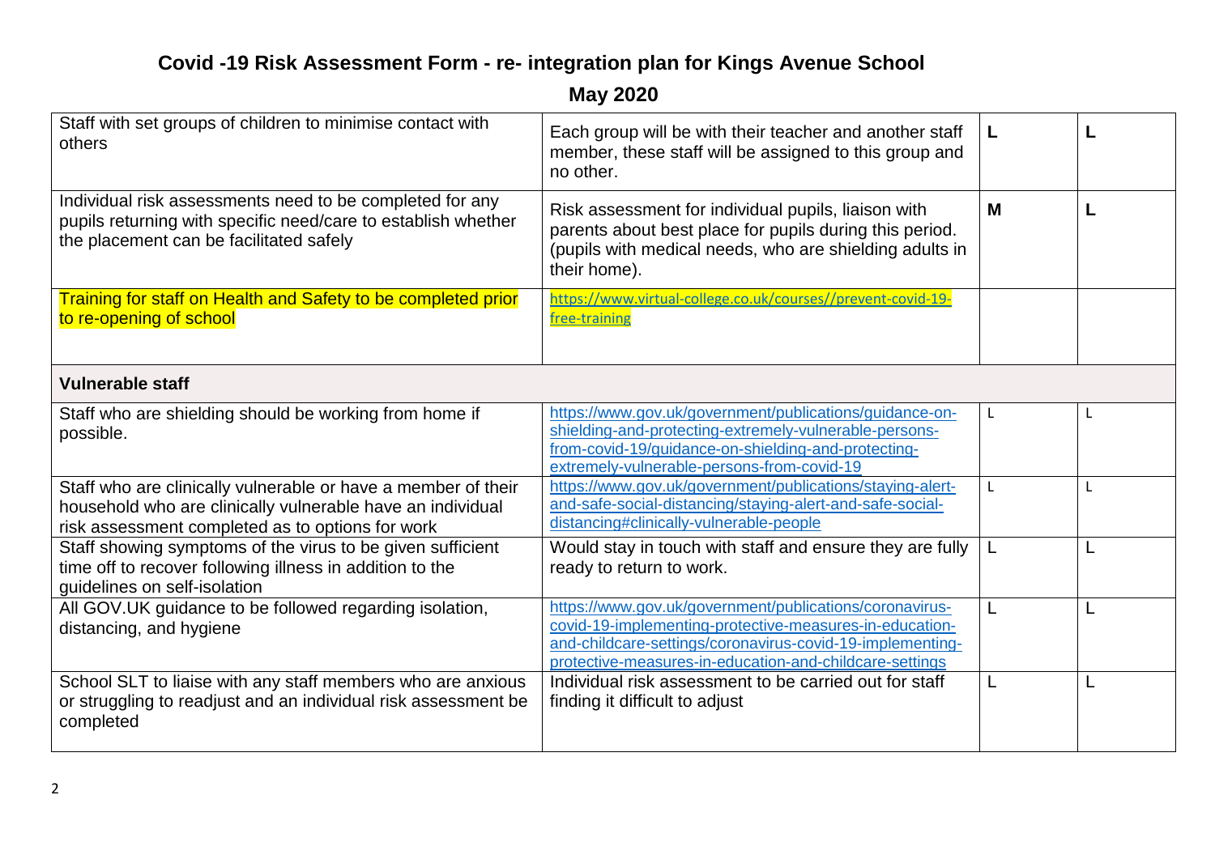# Covid -19 Risk Assessment Form - re- integration plan for Kings Avenue School

## May 2020

| | | | |
|---|---|---|---|
| Staff with set groups of children to minimise contact with others | Each group will be with their teacher and another staff member, these staff will be assigned to this group and no other. | **L** | **L** |
| Individual risk assessments need to be completed for any pupils returning with specific need/care to establish whether the placement can be facilitated safely | Risk assessment for individual pupils, liaison with parents about best place for pupils during this period. (pupils with medical needs, who are shielding adults in their home). | **M** | **L** |
| Training for staff on Health and Safety to be completed prior to re-opening of school | https://www.virtual-college.co.uk/courses//prevent-covid-19-free-training | | |
| **Vulnerable staff** | | | |
| Staff who are shielding should be working from home if possible. | https://www.gov.uk/government/publications/guidance-on-shielding-and-protecting-extremely-vulnerable-persons-from-covid-19/guidance-on-shielding-and-protecting-extremely-vulnerable-persons-from-covid-19 | L | L |
| Staff who are clinically vulnerable or have a member of their household who are clinically vulnerable have an individual risk assessment completed as to options for work | https://www.gov.uk/government/publications/staying-alert-and-safe-social-distancing/staying-alert-and-safe-social-distancing#clinically-vulnerable-people | L | L |
| Staff showing symptoms of the virus to be given sufficient time off to recover following illness in addition to the guidelines on self-isolation | Would stay in touch with staff and ensure they are fully ready to return to work. | L | L |
| All GOV.UK guidance to be followed regarding isolation, distancing, and hygiene | https://www.gov.uk/government/publications/coronavirus-covid-19-implementing-protective-measures-in-education-and-childcare-settings/coronavirus-covid-19-implementing-protective-measures-in-education-and-childcare-settings | L | L |
| School SLT to liaise with any staff members who are anxious or struggling to readjust and an individual risk assessment be completed | Individual risk assessment to be carried out for staff finding it difficult to adjust | L | L |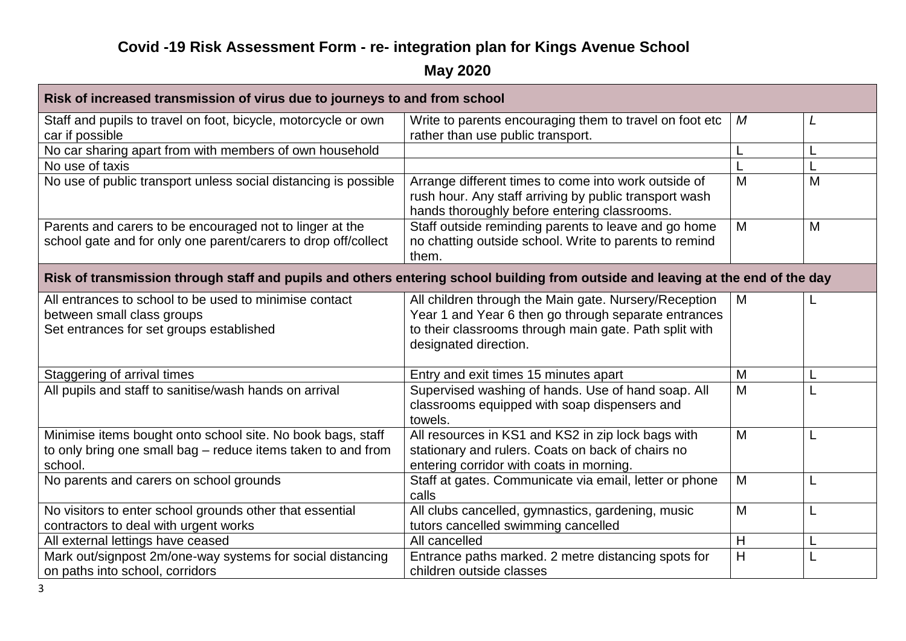# Covid -19 Risk Assessment Form - re- integration plan for Kings Avenue School

## May 2020

| Risk of increased transmission of virus due to journeys to and from school | | | |
|---|---|---|---|
| Staff and pupils to travel on foot, bicycle, motorcycle or own car if possible | Write to parents encouraging them to travel on foot etc rather than use public transport. | *M* | *L* |
| No car sharing apart from with members of own household | | L | L |
| No use of taxis | | L | L |
| No use of public transport unless social distancing is possible | Arrange different times to come into work outside of rush hour. Any staff arriving by public transport wash hands thoroughly before entering classrooms. | M | M |
| Parents and carers to be encouraged not to linger at the school gate and for only one parent/carers to drop off/collect | Staff outside reminding parents to leave and go home no chatting outside school. Write to parents to remind them. | M | M |
| **Risk of transmission through staff and pupils and others entering school building from outside and leaving at the end of the day** | | | |
| All entrances to school to be used to minimise contact between small class groups<br>Set entrances for set groups established | All children through the Main gate. Nursery/Reception Year 1 and Year 6 then go through separate entrances to their classrooms through main gate. Path split with designated direction. | M | L |
| Staggering of arrival times | Entry and exit times 15 minutes apart | M | L |
| All pupils and staff to sanitise/wash hands on arrival | Supervised washing of hands. Use of hand soap. All classrooms equipped with soap dispensers and towels. | M | L |
| Minimise items bought onto school site. No book bags, staff to only bring one small bag – reduce items taken to and from school. | All resources in KS1 and KS2 in zip lock bags with stationary and rulers. Coats on back of chairs no entering corridor with coats in morning. | M | L |
| No parents and carers on school grounds | Staff at gates. Communicate via email, letter or phone calls | M | L |
| No visitors to enter school grounds other that essential contractors to deal with urgent works | All clubs cancelled, gymnastics, gardening, music tutors cancelled swimming cancelled | M | L |
| All external lettings have ceased | All cancelled | H | L |
| Mark out/signpost 2m/one-way systems for social distancing on paths into school, corridors | Entrance paths marked. 2 metre distancing spots for children outside classes | H | L |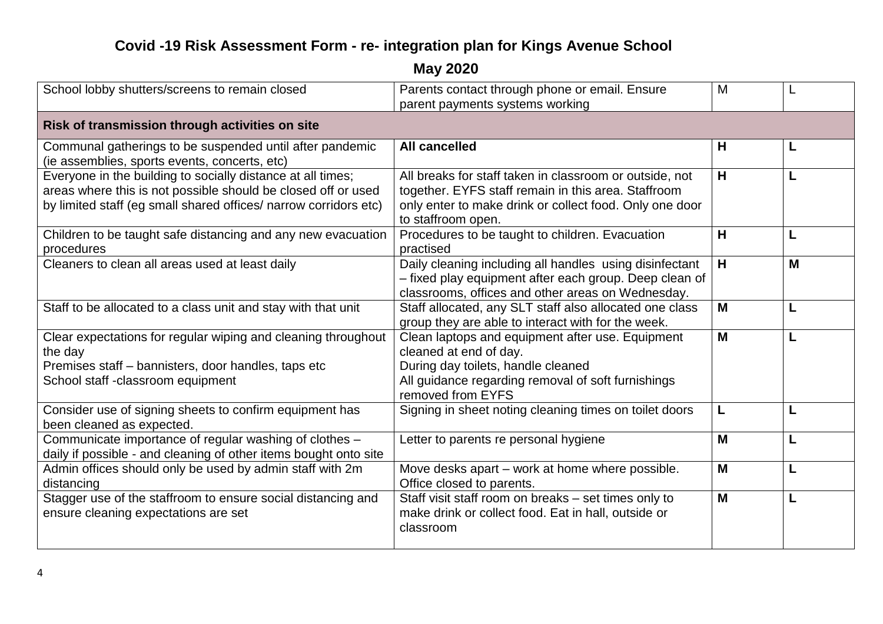# Covid -19 Risk Assessment Form - re- integration plan for Kings Avenue School

## May 2020

| | | | |
|---|---|---|---|
| School lobby shutters/screens to remain closed | Parents contact through phone or email. Ensure parent payments systems working | M | L |
| **Risk of transmission through activities on site** | | | |
| Communal gatherings to be suspended until after pandemic (ie assemblies, sports events, concerts, etc) | **All cancelled** | **H** | **L** |
| Everyone in the building to socially distance at all times; areas where this is not possible should be closed off or used by limited staff (eg small shared offices/ narrow corridors etc) | All breaks for staff taken in classroom or outside, not together. EYFS staff remain in this area. Staffroom only enter to make drink or collect food. Only one door to staffroom open. | **H** | **L** |
| Children to be taught safe distancing and any new evacuation procedures | Procedures to be taught to children. Evacuation practised | **H** | **L** |
| Cleaners to clean all areas used at least daily | Daily cleaning including all handles using disinfectant – fixed play equipment after each group. Deep clean of classrooms, offices and other areas on Wednesday. | **H** | **M** |
| Staff to be allocated to a class unit and stay with that unit | Staff allocated, any SLT staff also allocated one class group they are able to interact with for the week. | **M** | **L** |
| Clear expectations for regular wiping and cleaning throughout the day<br>Premises staff – bannisters, door handles, taps etc<br>School staff -classroom equipment | Clean laptops and equipment after use. Equipment cleaned at end of day.<br>During day toilets, handle cleaned<br>All guidance regarding removal of soft furnishings removed from EYFS | **M** | **L** |
| Consider use of signing sheets to confirm equipment has been cleaned as expected. | Signing in sheet noting cleaning times on toilet doors | **L** | **L** |
| Communicate importance of regular washing of clothes – daily if possible - and cleaning of other items bought onto site | Letter to parents re personal hygiene | **M** | **L** |
| Admin offices should only be used by admin staff with 2m distancing | Move desks apart – work at home where possible. Office closed to parents. | **M** | **L** |
| Stagger use of the staffroom to ensure social distancing and ensure cleaning expectations are set | Staff visit staff room on breaks – set times only to make drink or collect food. Eat in hall, outside or classroom | **M** | **L** |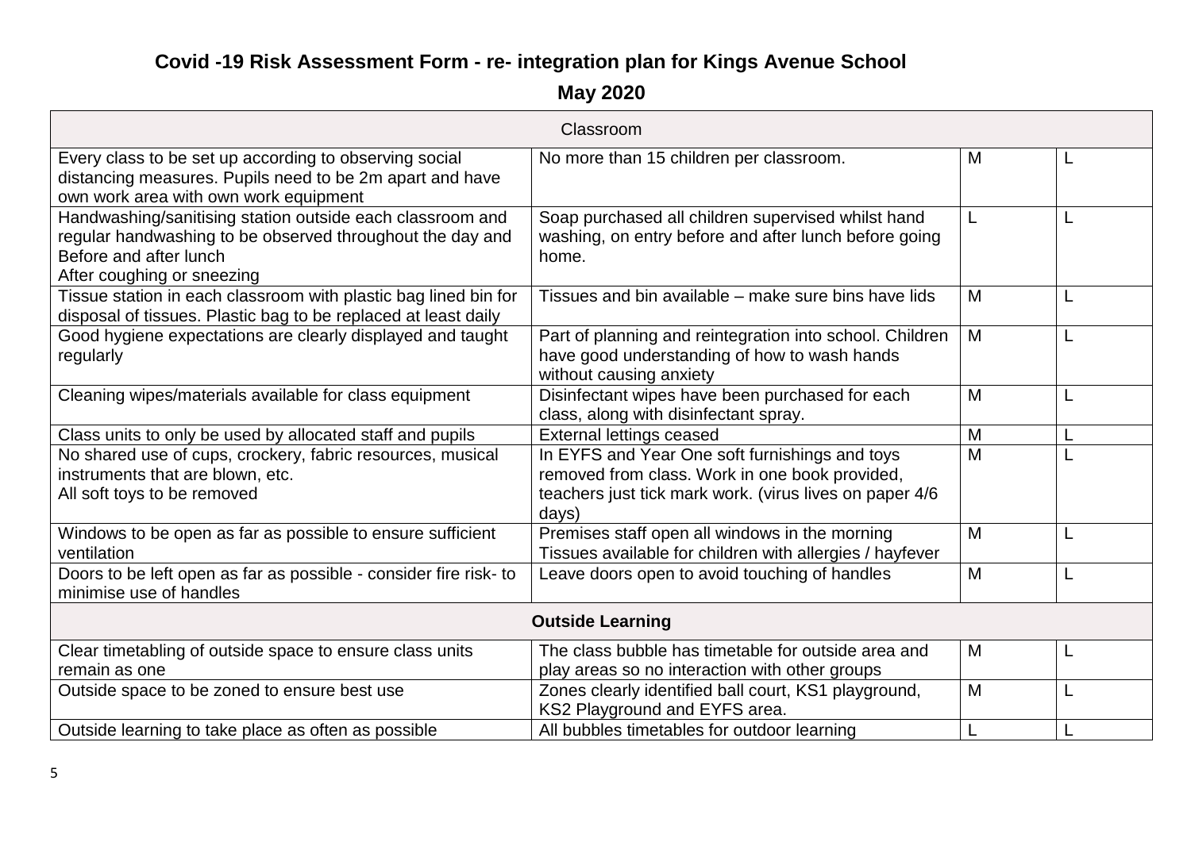# Covid -19 Risk Assessment Form - re- integration plan for Kings Avenue School

## May 2020

| Classroom | | | |
|---|---|---|---|
| Every class to be set up according to observing social distancing measures. Pupils need to be 2m apart and have own work area with own work equipment | No more than 15 children per classroom. | M | L |
| Handwashing/sanitising station outside each classroom and regular handwashing to be observed throughout the day and Before and after lunch After coughing or sneezing | Soap purchased all children supervised whilst hand washing, on entry before and after lunch before going home. | L | L |
| Tissue station in each classroom with plastic bag lined bin for disposal of tissues. Plastic bag to be replaced at least daily | Tissues and bin available – make sure bins have lids | M | L |
| Good hygiene expectations are clearly displayed and taught regularly | Part of planning and reintegration into school. Children have good understanding of how to wash hands without causing anxiety | M | L |
| Cleaning wipes/materials available for class equipment | Disinfectant wipes have been purchased for each class, along with disinfectant spray. | M | L |
| Class units to only be used by allocated staff and pupils | External lettings ceased | M | L |
| No shared use of cups, crockery, fabric resources, musical instruments that are blown, etc. All soft toys to be removed | In EYFS and Year One soft furnishings and toys removed from class. Work in one book provided, teachers just tick mark work. (virus lives on paper 4/6 days) | M | L |
| Windows to be open as far as possible to ensure sufficient ventilation | Premises staff open all windows in the morning Tissues available for children with allergies / hayfever | M | L |
| Doors to be left open as far as possible - consider fire risk- to minimise use of handles | Leave doors open to avoid touching of handles | M | L |
| **Outside Learning** | | | |
| Clear timetabling of outside space to ensure class units remain as one | The class bubble has timetable for outside area and play areas so no interaction with other groups | M | L |
| Outside space to be zoned to ensure best use | Zones clearly identified ball court, KS1 playground, KS2 Playground and EYFS area. | M | L |
| Outside learning to take place as often as possible | All bubbles timetables for outdoor learning | L | L |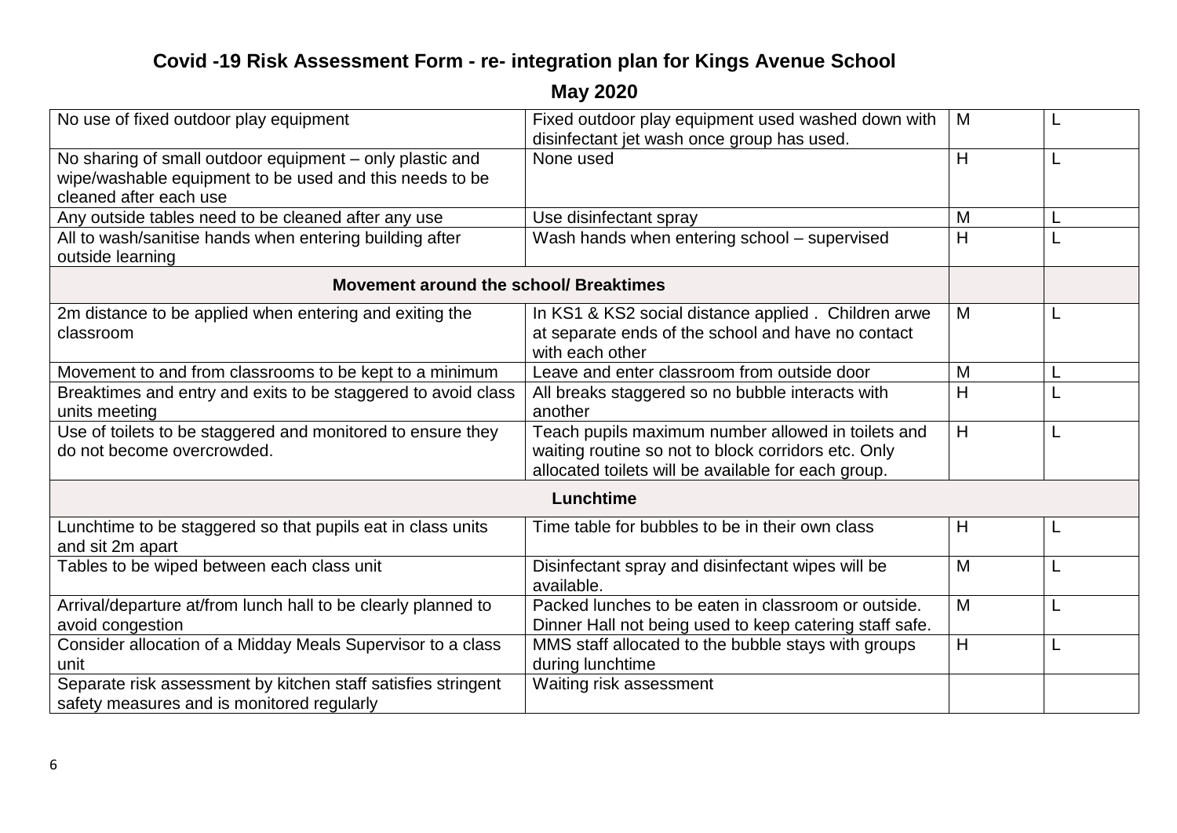# Covid -19 Risk Assessment Form - re- integration plan for Kings Avenue School

## May 2020

| | | | |
|---|---|---|---|
| No use of fixed outdoor play equipment | Fixed outdoor play equipment used washed down with disinfectant jet wash once group has used. | M | L |
| No sharing of small outdoor equipment – only plastic and wipe/washable equipment to be used and this needs to be cleaned after each use | None used | H | L |
| Any outside tables need to be cleaned after any use | Use disinfectant spray | M | L |
| All to wash/sanitise hands when entering building after outside learning | Wash hands when entering school – supervised | H | L |
| **Movement around the school/ Breaktimes** | | | |
| 2m distance to be applied when entering and exiting the classroom | In KS1 & KS2 social distance applied . Children arwe at separate ends of the school and have no contact with each other | M | L |
| Movement to and from classrooms to be kept to a minimum | Leave and enter classroom from outside door | M | L |
| Breaktimes and entry and exits to be staggered to avoid class units meeting | All breaks staggered so no bubble interacts with another | H | L |
| Use of toilets to be staggered and monitored to ensure they do not become overcrowded. | Teach pupils maximum number allowed in toilets and waiting routine so not to block corridors etc. Only allocated toilets will be available for each group. | H | L |
| **Lunchtime** | | | |
| Lunchtime to be staggered so that pupils eat in class units and sit 2m apart | Time table for bubbles to be in their own class | H | L |
| Tables to be wiped between each class unit | Disinfectant spray and disinfectant wipes will be available. | M | L |
| Arrival/departure at/from lunch hall to be clearly planned to avoid congestion | Packed lunches to be eaten in classroom or outside. Dinner Hall not being used to keep catering staff safe. | M | L |
| Consider allocation of a Midday Meals Supervisor to a class unit | MMS staff allocated to the bubble stays with groups during lunchtime | H | L |
| Separate risk assessment by kitchen staff satisfies stringent safety measures and is monitored regularly | Waiting risk assessment | | |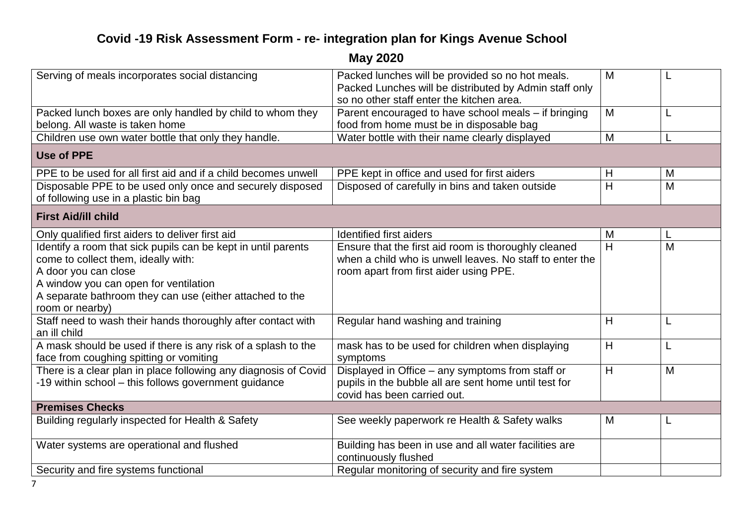# Covid -19 Risk Assessment Form - re- integration plan for Kings Avenue School

## May 2020

| | | | |
|---|---|---|---|
| Serving of meals incorporates social distancing | Packed lunches will be provided so no hot meals. Packed Lunches will be distributed by Admin staff only so no other staff enter the kitchen area. | M | L |
| Packed lunch boxes are only handled by child to whom they belong. All waste is taken home | Parent encouraged to have school meals – if bringing food from home must be in disposable bag | M | L |
| Children use own water bottle that only they handle. | Water bottle with their name clearly displayed | M | L |
| **Use of PPE** | | | |
| PPE to be used for all first aid and if a child becomes unwell | PPE kept in office and used for first aiders | H | M |
| Disposable PPE to be used only once and securely disposed of following use in a plastic bin bag | Disposed of carefully in bins and taken outside | H | M |
| **First Aid/ill child** | | | |
| Only qualified first aiders to deliver first aid | Identified first aiders | M | L |
| Identify a room that sick pupils can be kept in until parents come to collect them, ideally with:<br>A door you can close<br>A window you can open for ventilation<br>A separate bathroom they can use (either attached to the room or nearby) | Ensure that the first aid room is thoroughly cleaned when a child who is unwell leaves. No staff to enter the room apart from first aider using PPE. | H | M |
| Staff need to wash their hands thoroughly after contact with an ill child | Regular hand washing and training | H | L |
| A mask should be used if there is any risk of a splash to the face from coughing spitting or vomiting | mask has to be used for children when displaying symptoms | H | L |
| There is a clear plan in place following any diagnosis of Covid -19 within school – this follows government guidance | Displayed in Office – any symptoms from staff or pupils in the bubble all are sent home until test for covid has been carried out. | H | M |
| **Premises Checks** | | | |
| Building regularly inspected for Health & Safety | See weekly paperwork re Health & Safety walks | M | L |
| Water systems are operational and flushed | Building has been in use and all water facilities are continuously flushed | | |
| Security and fire systems functional | Regular monitoring of security and fire system | | |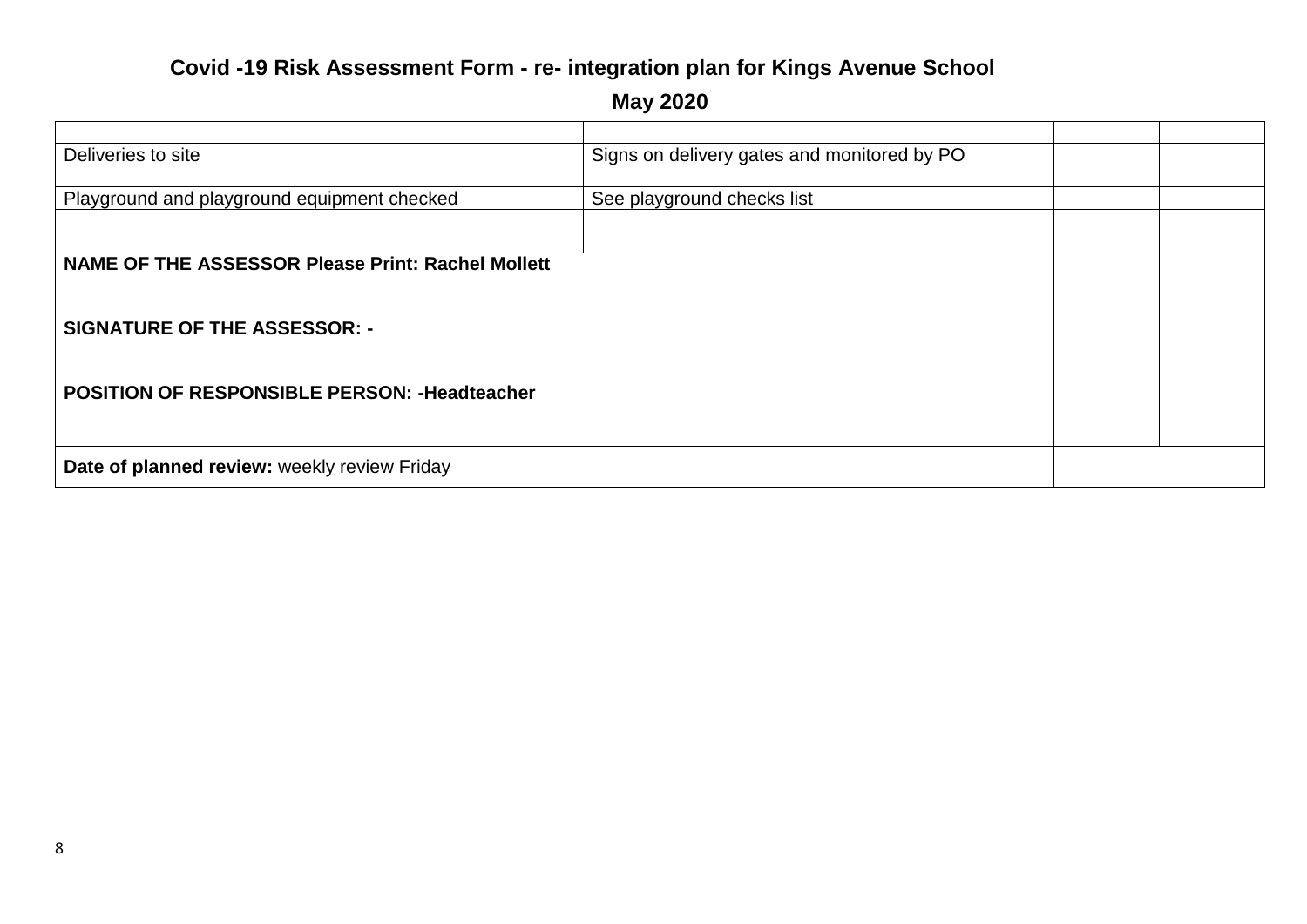**Covid -19 Risk Assessment Form - re- integration plan for Kings Avenue School**

**May 2020**

| | | | |
|---|---|---|---|
| | | | |
| Deliveries to site | Signs on delivery gates and monitored by PO | | |
| Playground and playground equipment checked | See playground checks list | | |
| | | | |
| **NAME OF THE ASSESSOR Please Print: Rachel Mollett**<br><br>**SIGNATURE OF THE ASSESSOR: -**<br><br>**POSITION OF RESPONSIBLE PERSON: -Headteacher** | | | |
| **Date of planned review:** weekly review Friday | | | |